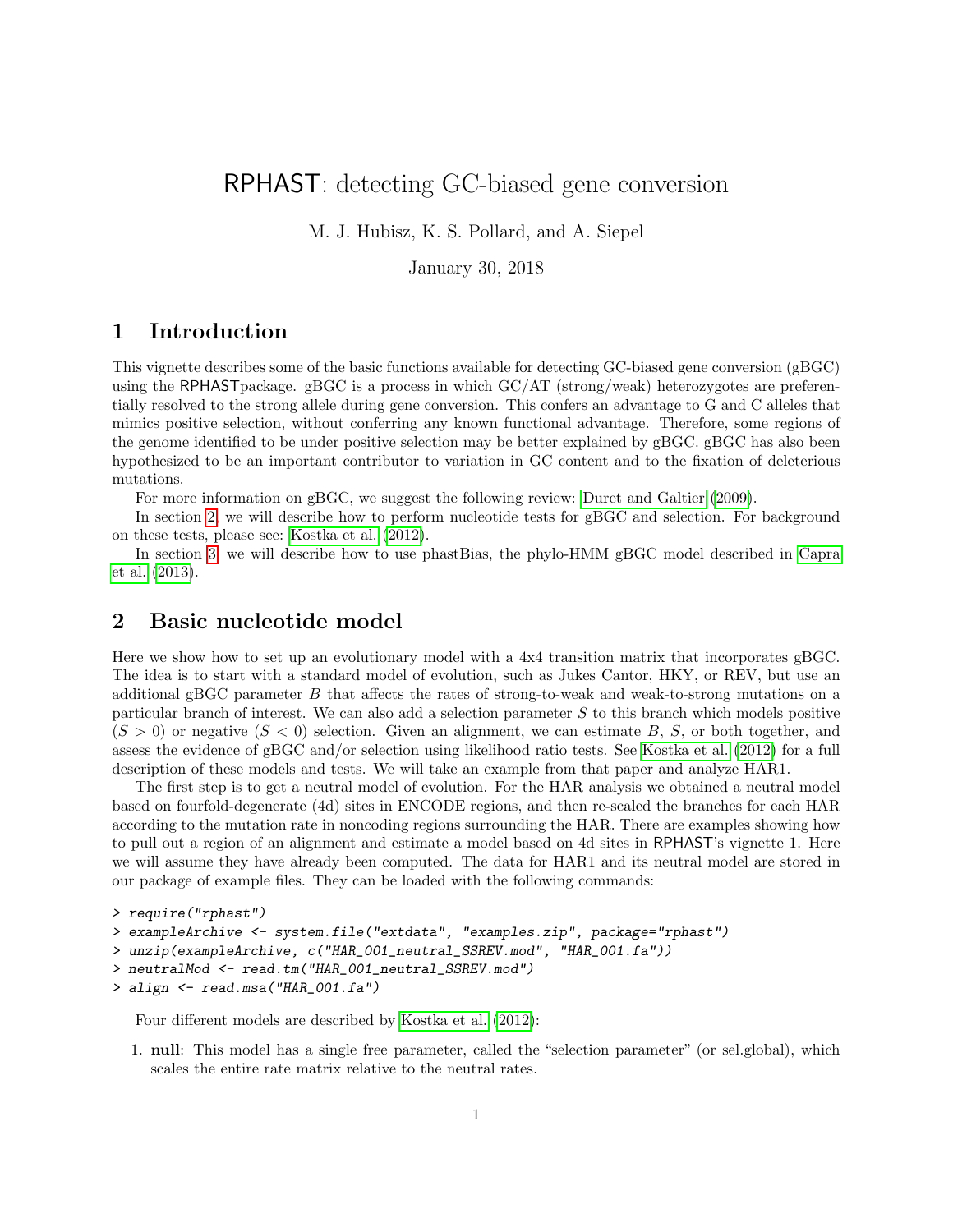# RPHAST: detecting GC-biased gene conversion

M. J. Hubisz, K. S. Pollard, and A. Siepel

January 30, 2018

## 1 Introduction

This vignette describes some of the basic functions available for detecting GC-biased gene conversion (gBGC) using the RPHASTpackage. gBGC is a process in which GC/AT (strong/weak) heterozygotes are preferentially resolved to the strong allele during gene conversion. This confers an advantage to G and C alleles that mimics positive selection, without conferring any known functional advantage. Therefore, some regions of the genome identified to be under positive selection may be better explained by gBGC. gBGC has also been hypothesized to be an important contributor to variation in GC content and to the fixation of deleterious mutations.

For more information on gBGC, we suggest the following review: Duret and Galtier (2009).

In section 2, we will describe how to perform nucleotide tests for gBGC and selection. For background on these tests, please see: Kostka et al. (2012).

In section 3, we will describe how to use phastBias, the phylo-HMM gBGC model described in Capra et al. (2013).

## 2 Basic nucleotide model

Here we show how to set up an evolutionary model with a 4x4 transition matrix that incorporates gBGC. The idea is to start with a standard model of evolution, such as Jukes Cantor, HKY, or REV, but use an additional gBGC parameter $B$ that affects the rates of strong-to-weak and weak-to-strong mutations on a particular branch of interest. We can also add a selection parameter $S$ to this branch which models positive ($S > 0$) or negative ($S < 0$) selection. Given an alignment, we can estimate $B$, $S$, or both together, and assess the evidence of gBGC and/or selection using likelihood ratio tests. See Kostka et al. (2012) for a full description of these models and tests. We will take an example from that paper and analyze HAR1.

The first step is to get a neutral model of evolution. For the HAR analysis we obtained a neutral model based on fourfold-degenerate (4d) sites in ENCODE regions, and then re-scaled the branches for each HAR according to the mutation rate in noncoding regions surrounding the HAR. There are examples showing how to pull out a region of an alignment and estimate a model based on 4d sites in RPHAST's vignette 1. Here we will assume they have already been computed. The data for HAR1 and its neutral model are stored in our package of example files. They can be loaded with the following commands:

```
> require("rphast")
> exampleArchive <- system.file("extdata", "examples.zip", package="rphast")
> unzip(exampleArchive, c("HAR_001_neutral_SSREV.mod", "HAR_001.fa"))
> neutralMod <- read.tm("HAR_001_neutral_SSREV.mod")
> align <- read.msa("HAR_001.fa")
```

Four different models are described by Kostka et al. (2012):

1. **null**: This model has a single free parameter, called the "selection parameter" (or sel.global), which scales the entire rate matrix relative to the neutral rates.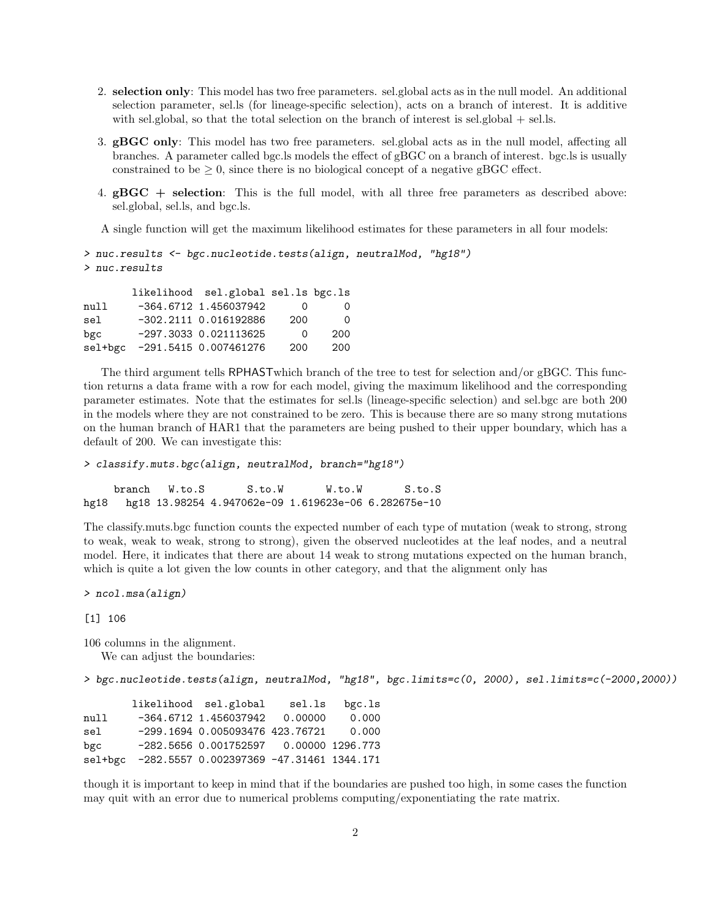2. **selection only**: This model has two free parameters. sel.global acts as in the null model. An additional selection parameter, sel.ls (for lineage-specific selection), acts on a branch of interest. It is additive with sel.global, so that the total selection on the branch of interest is sel.global + sel.ls.

3. **gBGC only**: This model has two free parameters. sel.global acts as in the null model, affecting all branches. A parameter called bgc.ls models the effect of gBGC on a branch of interest. bgc.ls is usually constrained to be $\geq 0$, since there is no biological concept of a negative gBGC effect.

4. **gBGC + selection**: This is the full model, with all three free parameters as described above: sel.global, sel.ls, and bgc.ls.

A single function will get the maximum likelihood estimates for these parameters in all four models:

```
> nuc.results <- bgc.nucleotide.tests(align, neutralMod, "hg18")
> nuc.results
```

```
        likelihood  sel.global sel.ls bgc.ls
null     -364.6712 1.456037942      0      0
sel      -302.2111 0.016192886    200      0
bgc      -297.3033 0.021113625      0    200
sel+bgc  -291.5415 0.007461276    200    200
```

The third argument tells RPHASTwhich branch of the tree to test for selection and/or gBGC. This function returns a data frame with a row for each model, giving the maximum likelihood and the corresponding parameter estimates. Note that the estimates for sel.ls (lineage-specific selection) and sel.bgc are both 200 in the models where they are not constrained to be zero. This is because there are so many strong mutations on the human branch of HAR1 that the parameters are being pushed to their upper boundary, which has a default of 200. We can investigate this:

```
> classify.muts.bgc(align, neutralMod, branch="hg18")
```

```
     branch   W.to.S       S.to.W       W.to.W       S.to.S
hg18   hg18 13.98254 4.947062e-09 1.619623e-06 6.282675e-10
```

The classify.muts.bgc function counts the expected number of each type of mutation (weak to strong, strong to weak, weak to weak, strong to strong), given the observed nucleotides at the leaf nodes, and a neutral model. Here, it indicates that there are about 14 weak to strong mutations expected on the human branch, which is quite a lot given the low counts in other category, and that the alignment only has

```
> ncol.msa(align)
```

```
[1] 106
```

106 columns in the alignment.

We can adjust the boundaries:

```
> bgc.nucleotide.tests(align, neutralMod, "hg18", bgc.limits=c(0, 2000), sel.limits=c(-2000,2000))
```

```
        likelihood  sel.global    sel.ls   bgc.ls
null     -364.6712 1.456037942   0.00000    0.000
sel      -299.1694 0.005093476 423.76721    0.000
bgc      -282.5656 0.001752597   0.00000 1296.773
sel+bgc  -282.5557 0.002397369 -47.31461 1344.171
```

though it is important to keep in mind that if the boundaries are pushed too high, in some cases the function may quit with an error due to numerical problems computing/exponentiating the rate matrix.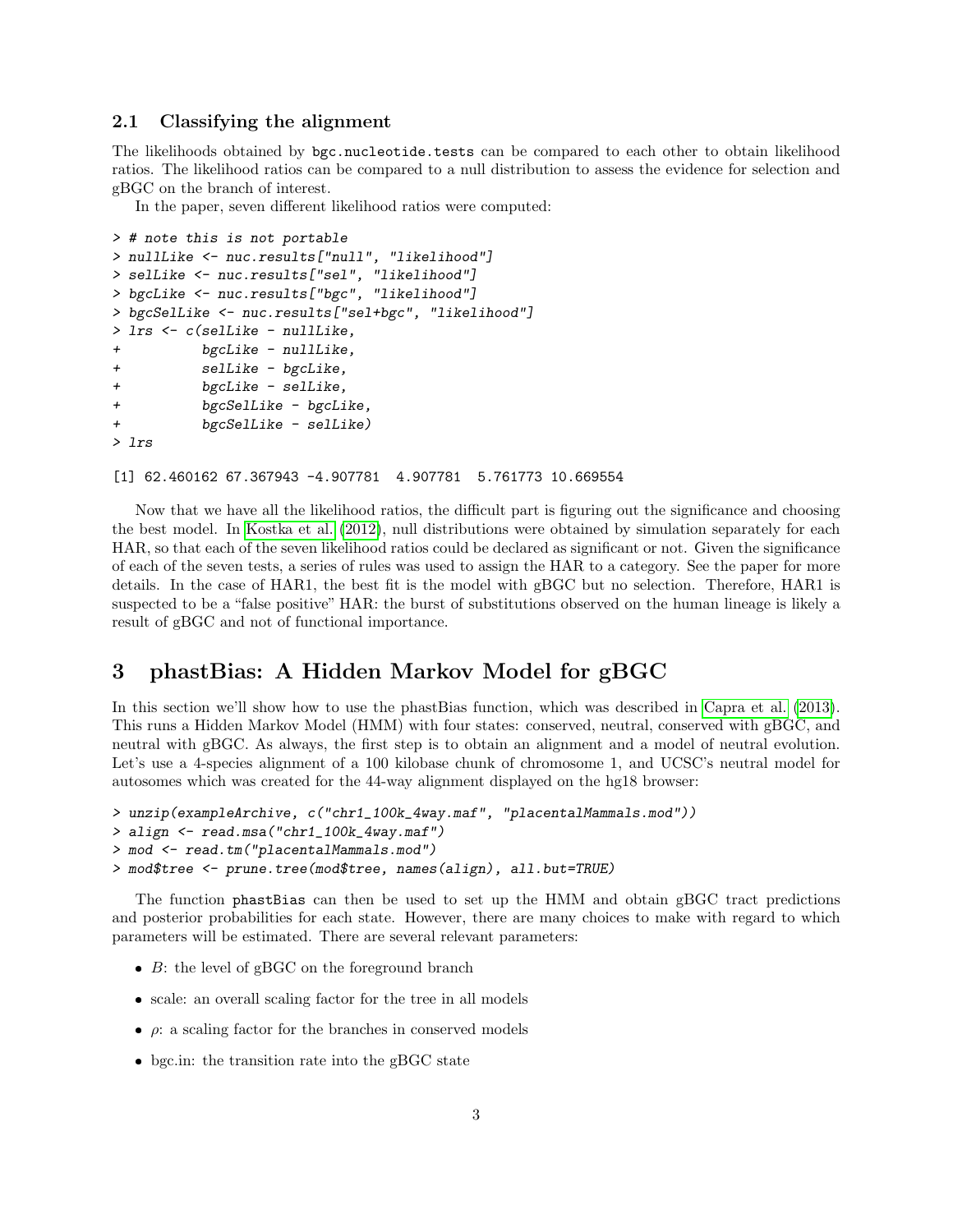## 2.1 Classifying the alignment

The likelihoods obtained by bgc.nucleotide.tests can be compared to each other to obtain likelihood ratios. The likelihood ratios can be compared to a null distribution to assess the evidence for selection and gBGC on the branch of interest.

In the paper, seven different likelihood ratios were computed:

```
> # note this is not portable
> nullLike <- nuc.results["null", "likelihood"]
> selLike <- nuc.results["sel", "likelihood"]
> bgcLike <- nuc.results["bgc", "likelihood"]
> bgcSelLike <- nuc.results["sel+bgc", "likelihood"]
> lrs <- c(selLike - nullLike,
+          bgcLike - nullLike,
+          selLike - bgcLike,
+          bgcLike - selLike,
+          bgcSelLike - bgcLike,
+          bgcSelLike - selLike)
> lrs

[1] 62.460162 67.367943 -4.907781  4.907781  5.761773 10.669554
```

Now that we have all the likelihood ratios, the difficult part is figuring out the significance and choosing the best model. In Kostka et al. (2012), null distributions were obtained by simulation separately for each HAR, so that each of the seven likelihood ratios could be declared as significant or not. Given the significance of each of the seven tests, a series of rules was used to assign the HAR to a category. See the paper for more details. In the case of HAR1, the best fit is the model with gBGC but no selection. Therefore, HAR1 is suspected to be a "false positive" HAR: the burst of substitutions observed on the human lineage is likely a result of gBGC and not of functional importance.

# 3 phastBias: A Hidden Markov Model for gBGC

In this section we'll show how to use the phastBias function, which was described in Capra et al. (2013). This runs a Hidden Markov Model (HMM) with four states: conserved, neutral, conserved with gBGC, and neutral with gBGC. As always, the first step is to obtain an alignment and a model of neutral evolution. Let's use a 4-species alignment of a 100 kilobase chunk of chromosome 1, and UCSC's neutral model for autosomes which was created for the 44-way alignment displayed on the hg18 browser:

```
> unzip(exampleArchive, c("chr1_100k_4way.maf", "placentalMammals.mod"))
> align <- read.msa("chr1_100k_4way.maf")
> mod <- read.tm("placentalMammals.mod")
> mod$tree <- prune.tree(mod$tree, names(align), all.but=TRUE)
```

The function phastBias can then be used to set up the HMM and obtain gBGC tract predictions and posterior probabilities for each state. However, there are many choices to make with regard to which parameters will be estimated. There are several relevant parameters:

- $B$: the level of gBGC on the foreground branch
- scale: an overall scaling factor for the tree in all models
- $\rho$: a scaling factor for the branches in conserved models
- bgc.in: the transition rate into the gBGC state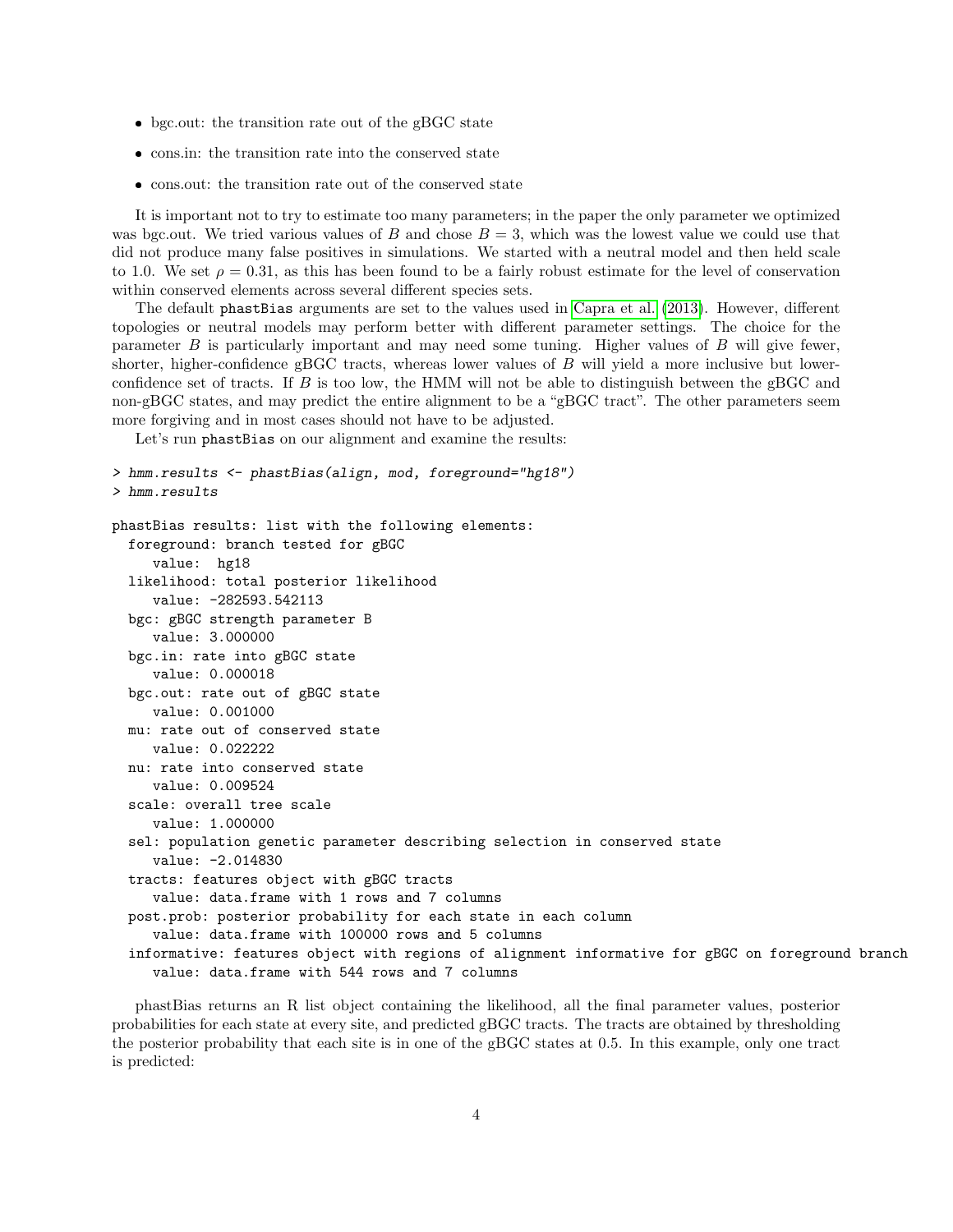- bgc.out: the transition rate out of the gBGC state
- cons.in: the transition rate into the conserved state
- cons.out: the transition rate out of the conserved state

It is important not to try to estimate too many parameters; in the paper the only parameter we optimized was bgc.out. We tried various values of $B$ and chose $B = 3$, which was the lowest value we could use that did not produce many false positives in simulations. We started with a neutral model and then held scale to 1.0. We set $\rho = 0.31$, as this has been found to be a fairly robust estimate for the level of conservation within conserved elements across several different species sets.

The default phastBias arguments are set to the values used in Capra et al. (2013). However, different topologies or neutral models may perform better with different parameter settings. The choice for the parameter $B$ is particularly important and may need some tuning. Higher values of $B$ will give fewer, shorter, higher-confidence gBGC tracts, whereas lower values of $B$ will yield a more inclusive but lower-confidence set of tracts. If $B$ is too low, the HMM will not be able to distinguish between the gBGC and non-gBGC states, and may predict the entire alignment to be a "gBGC tract". The other parameters seem more forgiving and in most cases should not have to be adjusted.

Let's run phastBias on our alignment and examine the results:

```
> hmm.results <- phastBias(align, mod, foreground="hg18")
> hmm.results

phastBias results: list with the following elements:
  foreground: branch tested for gBGC
     value:  hg18
  likelihood: total posterior likelihood
     value: -282593.542113
  bgc: gBGC strength parameter B
     value: 3.000000
  bgc.in: rate into gBGC state
     value: 0.000018
  bgc.out: rate out of gBGC state
     value: 0.001000
  mu: rate out of conserved state
     value: 0.022222
  nu: rate into conserved state
     value: 0.009524
  scale: overall tree scale
     value: 1.000000
  sel: population genetic parameter describing selection in conserved state
     value: -2.014830
  tracts: features object with gBGC tracts
     value: data.frame with 1 rows and 7 columns
  post.prob: posterior probability for each state in each column
     value: data.frame with 100000 rows and 5 columns
  informative: features object with regions of alignment informative for gBGC on foreground branch
     value: data.frame with 544 rows and 7 columns
```

phastBias returns an R list object containing the likelihood, all the final parameter values, posterior probabilities for each state at every site, and predicted gBGC tracts. The tracts are obtained by thresholding the posterior probability that each site is in one of the gBGC states at 0.5. In this example, only one tract is predicted: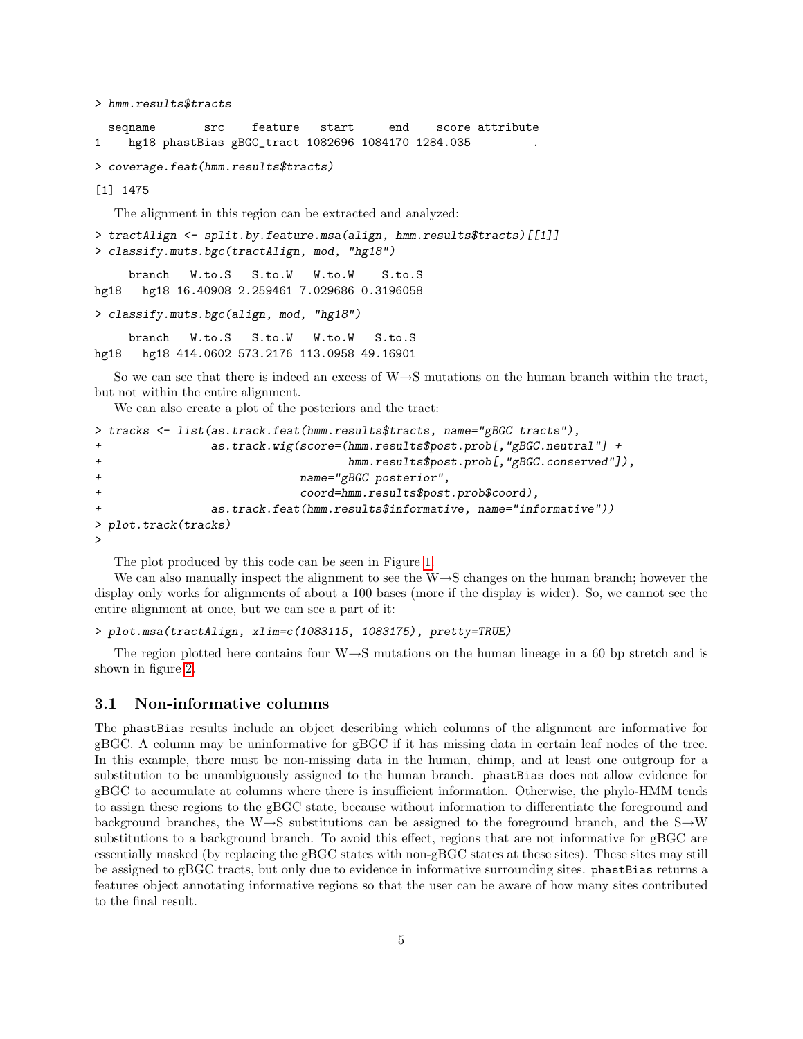```
> hmm.results$tracts

  seqname       src    feature   start     end    score attribute
1    hg18 phastBias gBGC_tract 1082696 1084170 1284.035         .

> coverage.feat(hmm.results$tracts)

[1] 1475
```

The alignment in this region can be extracted and analyzed:

```
> tractAlign <- split.by.feature.msa(align, hmm.results$tracts)[[1]]
> classify.muts.bgc(tractAlign, mod, "hg18")

     branch   W.to.S   S.to.W   W.to.W    S.to.S
hg18   hg18 16.40908 2.259461 7.029686 0.3196058

> classify.muts.bgc(align, mod, "hg18")

     branch   W.to.S   S.to.W   W.to.W   S.to.S
hg18   hg18 414.0602 573.2176 113.0958 49.16901
```

So we can see that there is indeed an excess of W→S mutations on the human branch within the tract, but not within the entire alignment.

We can also create a plot of the posteriors and the tract:

```
> tracks <- list(as.track.feat(hmm.results$tracts, name="gBGC tracts"),
+                as.track.wig(score=(hmm.results$post.prob[,"gBGC.neutral"] +
+                                    hmm.results$post.prob[,"gBGC.conserved"]),
+                             name="gBGC posterior",
+                             coord=hmm.results$post.prob$coord),
+                as.track.feat(hmm.results$informative, name="informative"))
> plot.track(tracks)
>
```

The plot produced by this code can be seen in Figure 1.

We can also manually inspect the alignment to see the W→S changes on the human branch; however the display only works for alignments of about a 100 bases (more if the display is wider). So, we cannot see the entire alignment at once, but we can see a part of it:

```
> plot.msa(tractAlign, xlim=c(1083115, 1083175), pretty=TRUE)
```

The region plotted here contains four W→S mutations on the human lineage in a 60 bp stretch and is shown in figure 2.

## 3.1 Non-informative columns

The phastBias results include an object describing which columns of the alignment are informative for gBGC. A column may be uninformative for gBGC if it has missing data in certain leaf nodes of the tree. In this example, there must be non-missing data in the human, chimp, and at least one outgroup for a substitution to be unambiguously assigned to the human branch. phastBias does not allow evidence for gBGC to accumulate at columns where there is insufficient information. Otherwise, the phylo-HMM tends to assign these regions to the gBGC state, because without information to differentiate the foreground and background branches, the W→S substitutions can be assigned to the foreground branch, and the S→W substitutions to a background branch. To avoid this effect, regions that are not informative for gBGC are essentially masked (by replacing the gBGC states with non-gBGC states at these sites). These sites may still be assigned to gBGC tracts, but only due to evidence in informative surrounding sites. phastBias returns a features object annotating informative regions so that the user can be aware of how many sites contributed to the final result.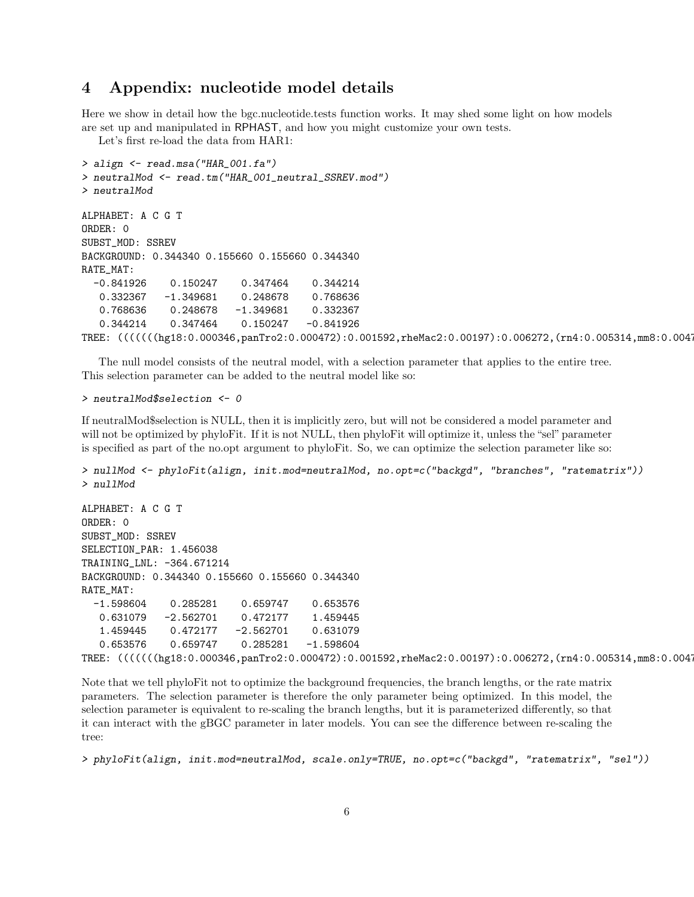# 4 Appendix: nucleotide model details

Here we show in detail how the bgc.nucleotide.tests function works. It may shed some light on how models are set up and manipulated in RPHAST, and how you might customize your own tests.

Let's first re-load the data from HAR1:

```
> align <- read.msa("HAR_001.fa")
> neutralMod <- read.tm("HAR_001_neutral_SSREV.mod")
> neutralMod

ALPHABET: A C G T
ORDER: 0
SUBST_MOD: SSREV
BACKGROUND: 0.344340 0.155660 0.155660 0.344340
RATE_MAT:
  -0.841926    0.150247    0.347464    0.344214
   0.332367   -1.349681    0.248678    0.768636
   0.768636    0.248678   -1.349681    0.332367
   0.344214    0.347464    0.150247   -0.841926
TREE: ((((((hg18:0.000346,panTro2:0.000472):0.001592,rheMac2:0.00197):0.006272,(rn4:0.005314,mm8:0.0047
```

The null model consists of the neutral model, with a selection parameter that applies to the entire tree. This selection parameter can be added to the neutral model like so:

```
> neutralMod$selection <- 0
```

If neutralMod$selection is NULL, then it is implicitly zero, but will not be considered a model parameter and will not be optimized by phyloFit. If it is not NULL, then phyloFit will optimize it, unless the "sel" parameter is specified as part of the no.opt argument to phyloFit. So, we can optimize the selection parameter like so:

```
> nullMod <- phyloFit(align, init.mod=neutralMod, no.opt=c("backgd", "branches", "ratematrix"))
> nullMod

ALPHABET: A C G T
ORDER: 0
SUBST_MOD: SSREV
SELECTION_PAR: 1.456038
TRAINING_LNL: -364.671214
BACKGROUND: 0.344340 0.155660 0.155660 0.344340
RATE_MAT:
  -1.598604    0.285281    0.659747    0.653576
   0.631079   -2.562701    0.472177    1.459445
   1.459445    0.472177   -2.562701    0.631079
   0.653576    0.659747    0.285281   -1.598604
TREE: ((((((hg18:0.000346,panTro2:0.000472):0.001592,rheMac2:0.00197):0.006272,(rn4:0.005314,mm8:0.0047
```

Note that we tell phyloFit not to optimize the background frequencies, the branch lengths, or the rate matrix parameters. The selection parameter is therefore the only parameter being optimized. In this model, the selection parameter is equivalent to re-scaling the branch lengths, but it is parameterized differently, so that it can interact with the gBGC parameter in later models. You can see the difference between re-scaling the tree:

```
> phyloFit(align, init.mod=neutralMod, scale.only=TRUE, no.opt=c("backgd", "ratematrix", "sel"))
```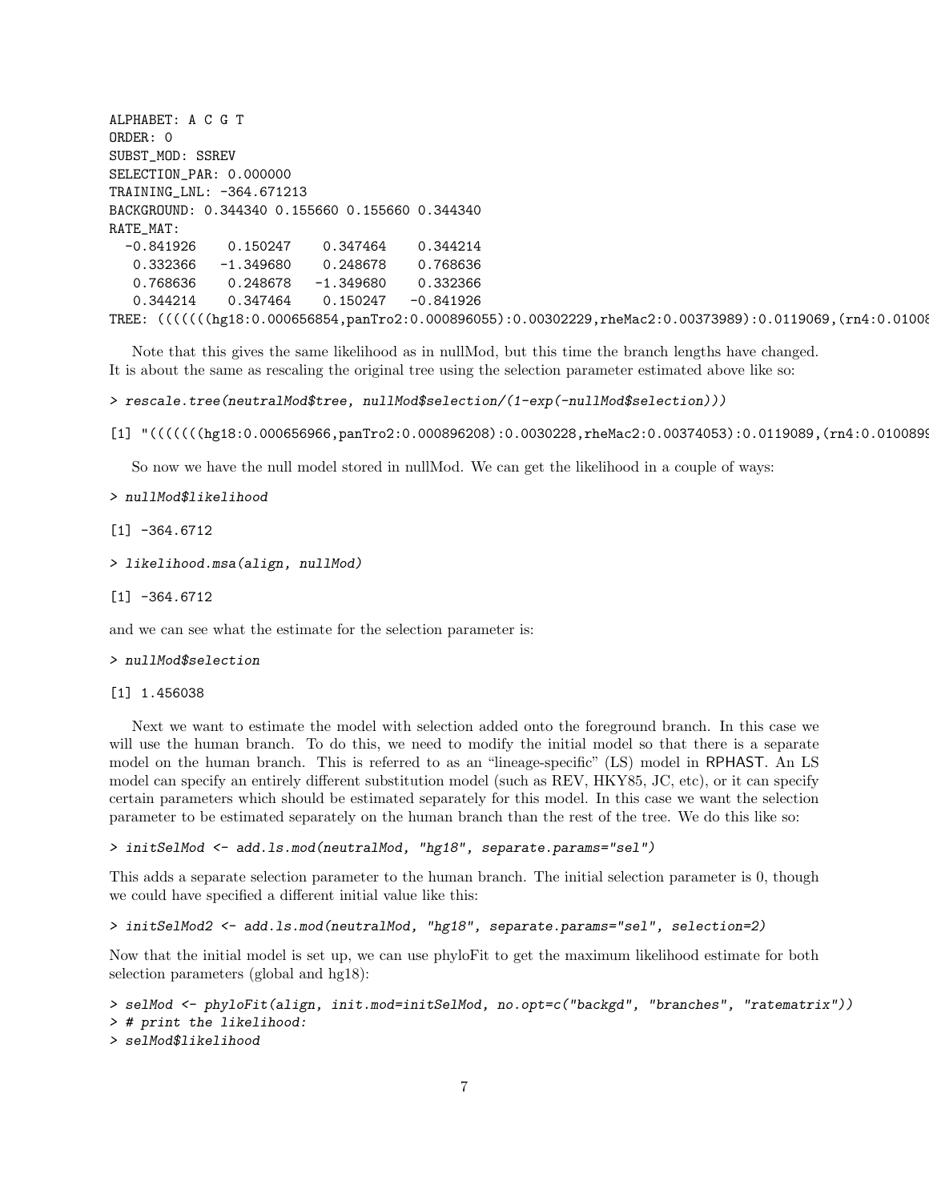```
ALPHABET: A C G T
ORDER: 0
SUBST_MOD: SSREV
SELECTION_PAR: 0.000000
TRAINING_LNL: -364.671213
BACKGROUND: 0.344340 0.155660 0.155660 0.344340
RATE_MAT:
  -0.841926    0.150247    0.347464    0.344214
   0.332366   -1.349680    0.248678    0.768636
   0.768636    0.248678   -1.349680    0.332366
   0.344214    0.347464    0.150247   -0.841926
TREE: ((((((hg18:0.000656854,panTro2:0.000896055):0.00302229,rheMac2:0.00373989):0.0119069,(rn4:0.01008
```

Note that this gives the same likelihood as in nullMod, but this time the branch lengths have changed. It is about the same as rescaling the original tree using the selection parameter estimated above like so:

```
> rescale.tree(neutralMod$tree, nullMod$selection/(1-exp(-nullMod$selection)))
```

```
[1] "((((((hg18:0.000656966,panTro2:0.000896208):0.0030228,rheMac2:0.00374053):0.0119089,(rn4:0.0100899
```

So now we have the null model stored in nullMod. We can get the likelihood in a couple of ways:

```
> nullMod$likelihood
```

```
[1] -364.6712
```

```
> likelihood.msa(align, nullMod)
```

```
[1] -364.6712
```

and we can see what the estimate for the selection parameter is:

```
> nullMod$selection
```

```
[1] 1.456038
```

Next we want to estimate the model with selection added onto the foreground branch. In this case we will use the human branch. To do this, we need to modify the initial model so that there is a separate model on the human branch. This is referred to as an "lineage-specific" (LS) model in RPHAST. An LS model can specify an entirely different substitution model (such as REV, HKY85, JC, etc), or it can specify certain parameters which should be estimated separately for this model. In this case we want the selection parameter to be estimated separately on the human branch than the rest of the tree. We do this like so:

```
> initSelMod <- add.ls.mod(neutralMod, "hg18", separate.params="sel")
```

This adds a separate selection parameter to the human branch. The initial selection parameter is 0, though we could have specified a different initial value like this:

```
> initSelMod2 <- add.ls.mod(neutralMod, "hg18", separate.params="sel", selection=2)
```

Now that the initial model is set up, we can use phyloFit to get the maximum likelihood estimate for both selection parameters (global and hg18):

```
> selMod <- phyloFit(align, init.mod=initSelMod, no.opt=c("backgd", "branches", "ratematrix"))
> # print the likelihood:
> selMod$likelihood
```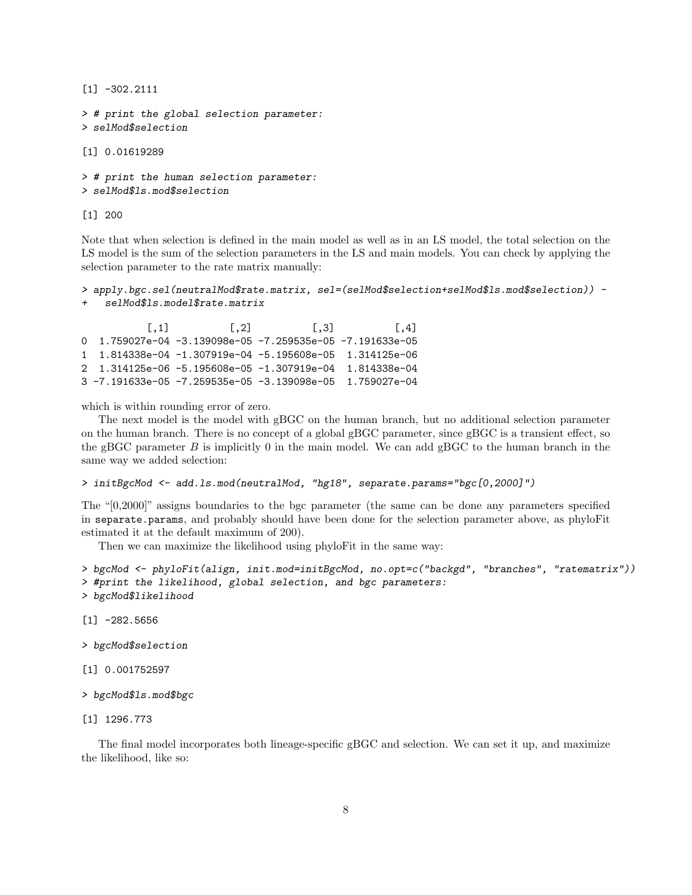```
[1] -302.2111
```

```
> # print the global selection parameter:
> selMod$selection
```

```
[1] 0.01619289
```

```
> # print the human selection parameter:
> selMod$ls.mod$selection
```

```
[1] 200
```

Note that when selection is defined in the main model as well as in an LS model, the total selection on the LS model is the sum of the selection parameters in the LS and main models. You can check by applying the selection parameter to the rate matrix manually:

```
> apply.bgc.sel(neutralMod$rate.matrix, sel=(selMod$selection+selMod$ls.mod$selection)) -
+   selMod$ls.model$rate.matrix
```

```
           [,1]          [,2]          [,3]          [,4]
0  1.759027e-04 -3.139098e-05 -7.259535e-05 -7.191633e-05
1  1.814338e-04 -1.307919e-04 -5.195608e-05  1.314125e-06
2  1.314125e-06 -5.195608e-05 -1.307919e-04  1.814338e-04
3 -7.191633e-05 -7.259535e-05 -3.139098e-05  1.759027e-04
```

which is within rounding error of zero.

The next model is the model with gBGC on the human branch, but no additional selection parameter on the human branch. There is no concept of a global gBGC parameter, since gBGC is a transient effect, so the gBGC parameter $B$ is implicitly 0 in the main model. We can add gBGC to the human branch in the same way we added selection:

```
> initBgcMod <- add.ls.mod(neutralMod, "hg18", separate.params="bgc[0,2000]")
```

The "[0,2000]" assigns boundaries to the bgc parameter (the same can be done any parameters specified in `separate.params`, and probably should have been done for the selection parameter above, as phyloFit estimated it at the default maximum of 200).

Then we can maximize the likelihood using phyloFit in the same way:

```
> bgcMod <- phyloFit(align, init.mod=initBgcMod, no.opt=c("backgd", "branches", "ratematrix"))
> #print the likelihood, global selection, and bgc parameters:
> bgcMod$likelihood
```

```
[1] -282.5656
```

```
> bgcMod$selection
```

```
[1] 0.001752597
```

```
> bgcMod$ls.mod$bgc
```

```
[1] 1296.773
```

The final model incorporates both lineage-specific gBGC and selection. We can set it up, and maximize the likelihood, like so: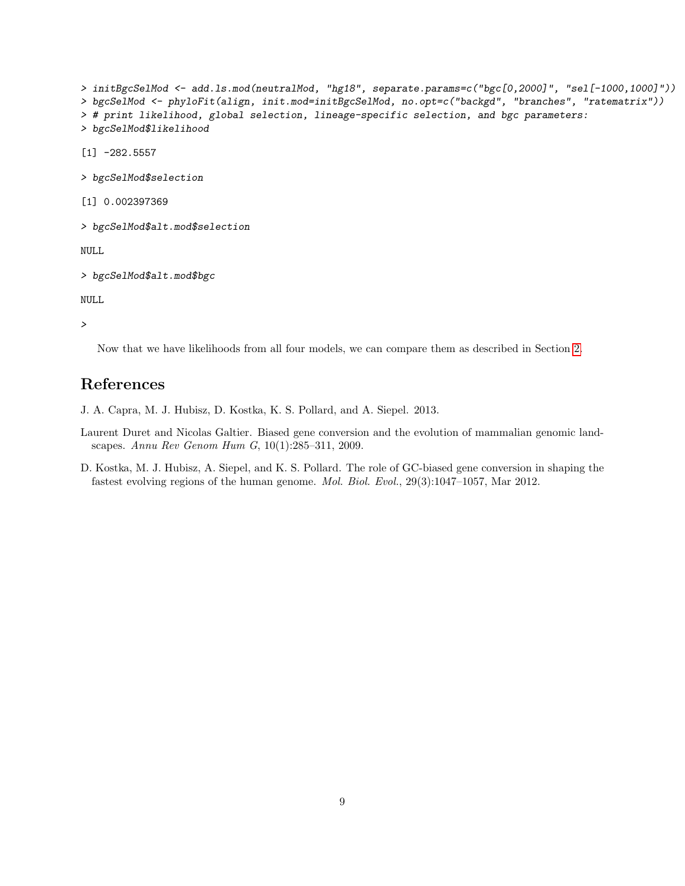```
> initBgcSelMod <- add.ls.mod(neutralMod, "hg18", separate.params=c("bgc[0,2000]", "sel[-1000,1000]"))
> bgcSelMod <- phyloFit(align, init.mod=initBgcSelMod, no.opt=c("backgd", "branches", "ratematrix"))
> # print likelihood, global selection, lineage-specific selection, and bgc parameters:
> bgcSelMod$likelihood

[1] -282.5557

> bgcSelMod$selection

[1] 0.002397369

> bgcSelMod$alt.mod$selection

NULL

> bgcSelMod$alt.mod$bgc

NULL

>
```

Now that we have likelihoods from all four models, we can compare them as described in Section 2.

## References

J. A. Capra, M. J. Hubisz, D. Kostka, K. S. Pollard, and A. Siepel. 2013.

Laurent Duret and Nicolas Galtier. Biased gene conversion and the evolution of mammalian genomic landscapes. *Annu Rev Genom Hum G*, 10(1):285–311, 2009.

D. Kostka, M. J. Hubisz, A. Siepel, and K. S. Pollard. The role of GC-biased gene conversion in shaping the fastest evolving regions of the human genome. *Mol. Biol. Evol.*, 29(3):1047–1057, Mar 2012.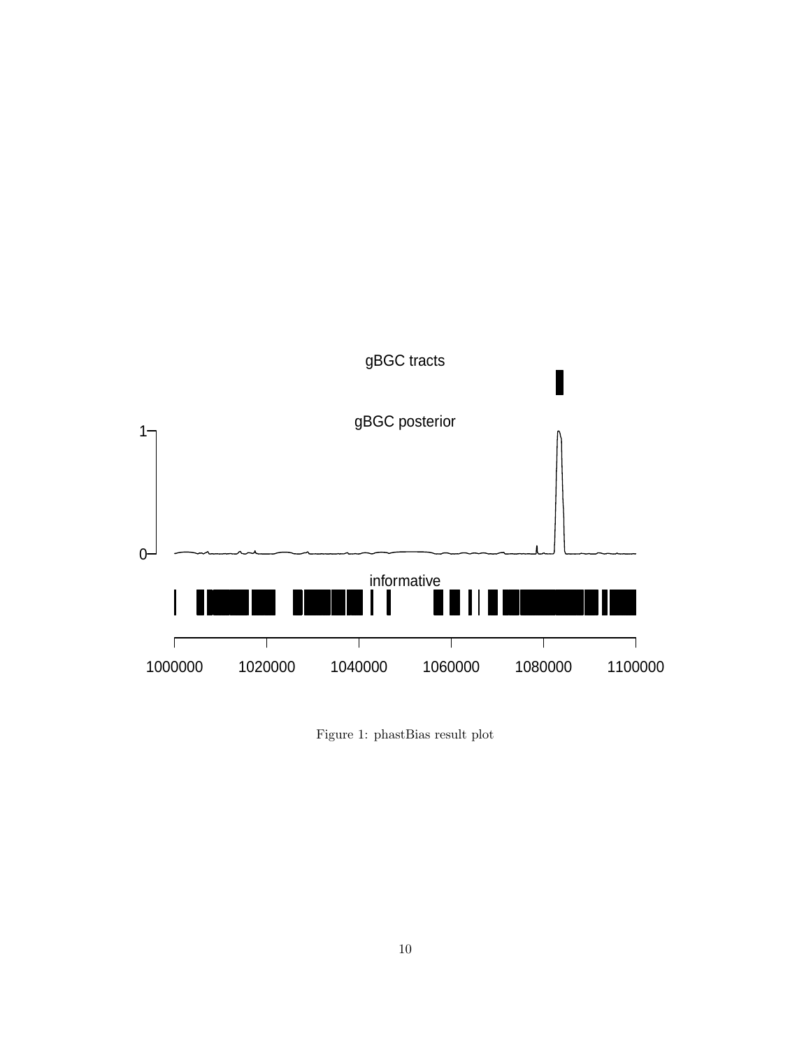gBGC tracts

gBGC posterior

1

0

informative

1000000 1020000 1040000 1060000 1080000 1100000

Figure 1: phastBias result plot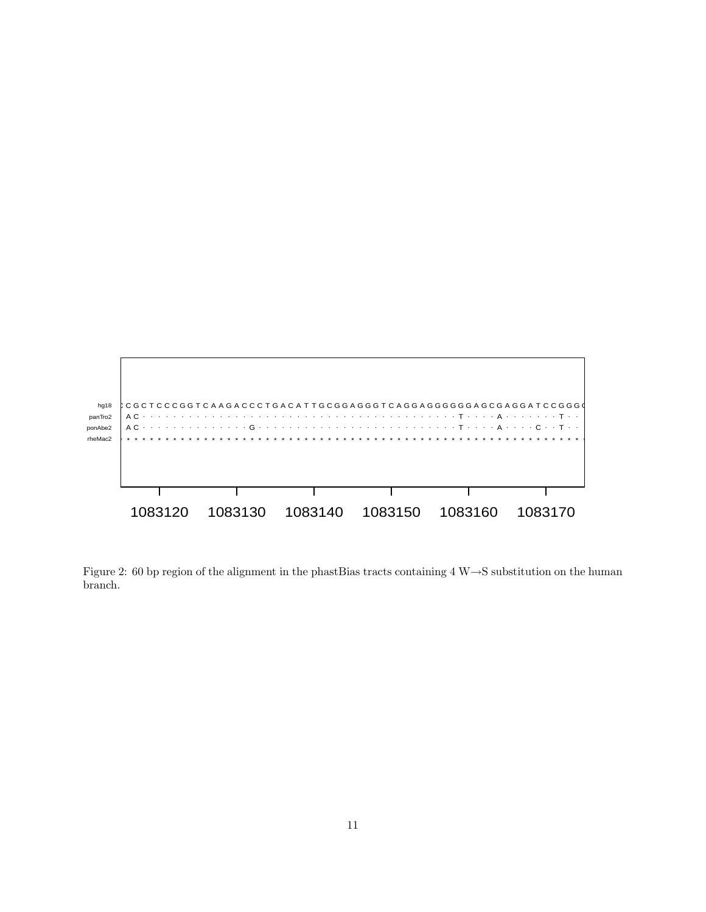hg18 CCGCTCCCGGTCAAGACCCTGACATTGCGGAGGGTCAGGAGGGGGGAGCGAGGATCCGGGC

panTro2 AC · · · · · · · · · · · · · · · · · · · · · · · · · · · · · · · · · · · · · · · · · T · · · · A · · · · · · · T · ·

ponAbe2 AC · · · · · · · · · · · · · · G · · · · · · · · · · · · · · · · · · · · · · · · · · T · · · · A · · · · C · · T · ·

rheMac2 * * * * * * * * * * * * * * * * * * * * * * * * * * * * * * * * * * * * * * * * * * * * * * * * * * * * * * * * * * * *

1083120 1083130 1083140 1083150 1083160 1083170

Figure 2: 60 bp region of the alignment in the phastBias tracts containing 4 W→S substitution on the human branch.